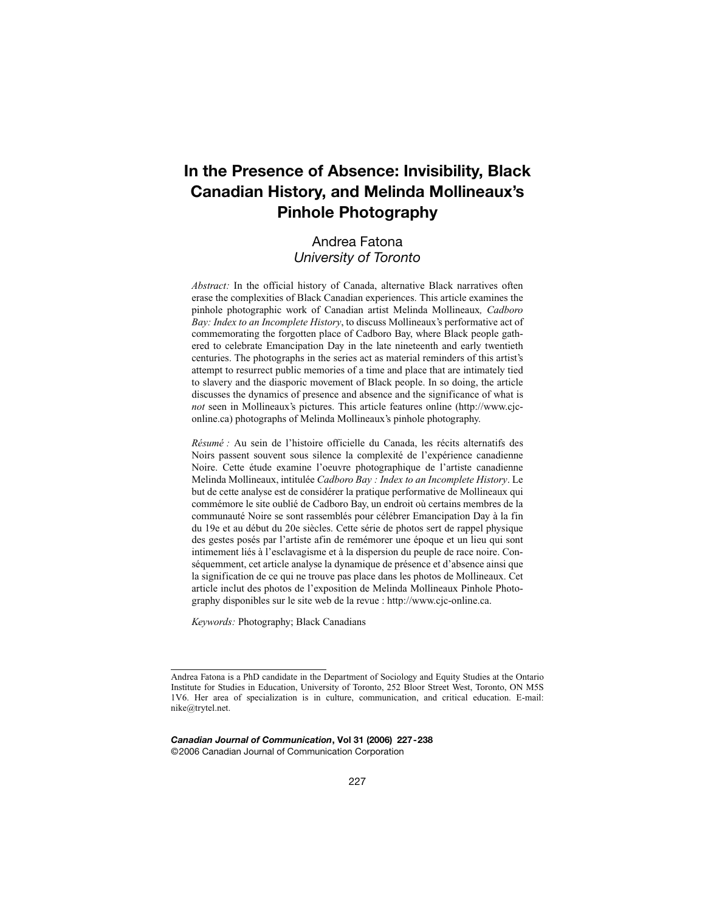# In the Presence of Absence: Invisibility, Black Canadian History, and Melinda Mollineaux's Pinhole Photography

Andrea Fatona
*University of Toronto*

*Abstract:* In the official history of Canada, alternative Black narratives often erase the complexities of Black Canadian experiences. This article examines the pinhole photographic work of Canadian artist Melinda Mollineaux*, Cadboro Bay: Index to an Incomplete History*, to discuss Mollineaux's performative act of commemorating the forgotten place of Cadboro Bay, where Black people gathered to celebrate Emancipation Day in the late nineteenth and early twentieth centuries. The photographs in the series act as material reminders of this artist's attempt to resurrect public memories of a time and place that are intimately tied to slavery and the diasporic movement of Black people. In so doing, the article discusses the dynamics of presence and absence and the significance of what is *not* seen in Mollineaux's pictures. This article features online (http://www.cjc-online.ca) photographs of Melinda Mollineaux's pinhole photography.

*Résumé :* Au sein de l'histoire officielle du Canada, les récits alternatifs des Noirs passent souvent sous silence la complexité de l'expérience canadienne Noire. Cette étude examine l'oeuvre photographique de l'artiste canadienne Melinda Mollineaux, intitulée *Cadboro Bay : Index to an Incomplete History*. Le but de cette analyse est de considérer la pratique performative de Mollineaux qui commémore le site oublié de Cadboro Bay, un endroit où certains membres de la communauté Noire se sont rassemblés pour célébrer Emancipation Day à la fin du 19e et au début du 20e siècles. Cette série de photos sert de rappel physique des gestes posés par l'artiste afin de remémorer une époque et un lieu qui sont intimement liés à l'esclavagisme et à la dispersion du peuple de race noire. Conséquemment, cet article analyse la dynamique de présence et d'absence ainsi que la signification de ce qui ne trouve pas place dans les photos de Mollineaux. Cet article inclut des photos de l'exposition de Melinda Mollineaux Pinhole Photography disponibles sur le site web de la revue : http://www.cjc-online.ca.

*Keywords:* Photography; Black Canadians

---

Andrea Fatona is a PhD candidate in the Department of Sociology and Equity Studies at the Ontario Institute for Studies in Education, University of Toronto, 252 Bloor Street West, Toronto, ON M5S 1V6. Her area of specialization is in culture, communication, and critical education. E-mail: nike@trytel.net.

***Canadian Journal of Communication*, Vol 31 (2006) 227-238**
©2006 Canadian Journal of Communication Corporation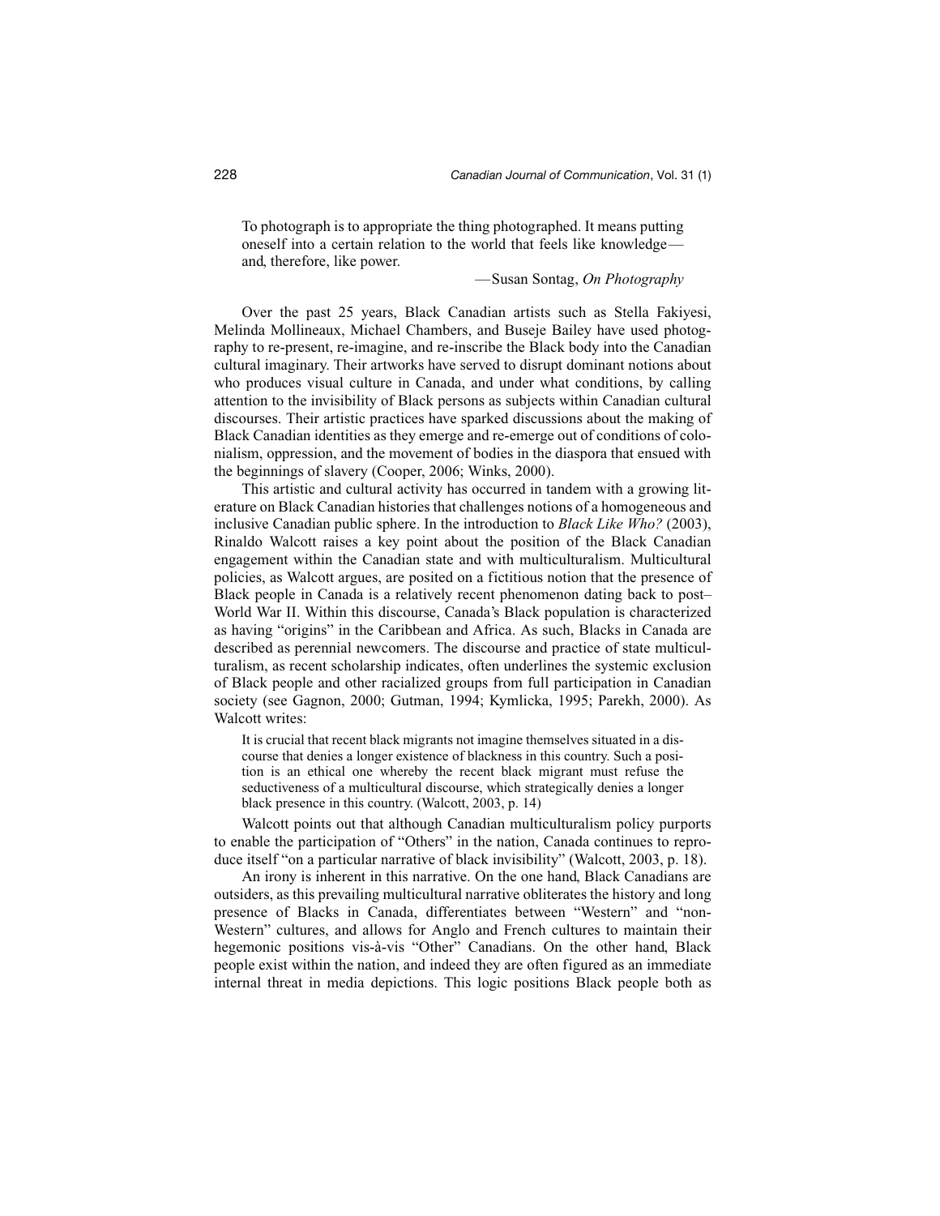> To photograph is to appropriate the thing photographed. It means putting oneself into a certain relation to the world that feels like knowledge—and, therefore, like power.
>
> —Susan Sontag, *On Photography*

Over the past 25 years, Black Canadian artists such as Stella Fakiyesi, Melinda Mollineaux, Michael Chambers, and Buseje Bailey have used photography to re-present, re-imagine, and re-inscribe the Black body into the Canadian cultural imaginary. Their artworks have served to disrupt dominant notions about who produces visual culture in Canada, and under what conditions, by calling attention to the invisibility of Black persons as subjects within Canadian cultural discourses. Their artistic practices have sparked discussions about the making of Black Canadian identities as they emerge and re-emerge out of conditions of colonialism, oppression, and the movement of bodies in the diaspora that ensued with the beginnings of slavery (Cooper, 2006; Winks, 2000).

This artistic and cultural activity has occurred in tandem with a growing literature on Black Canadian histories that challenges notions of a homogeneous and inclusive Canadian public sphere. In the introduction to *Black Like Who?* (2003), Rinaldo Walcott raises a key point about the position of the Black Canadian engagement within the Canadian state and with multiculturalism. Multicultural policies, as Walcott argues, are posited on a fictitious notion that the presence of Black people in Canada is a relatively recent phenomenon dating back to post–World War II. Within this discourse, Canada's Black population is characterized as having "origins" in the Caribbean and Africa. As such, Blacks in Canada are described as perennial newcomers. The discourse and practice of state multiculturalism, as recent scholarship indicates, often underlines the systemic exclusion of Black people and other racialized groups from full participation in Canadian society (see Gagnon, 2000; Gutman, 1994; Kymlicka, 1995; Parekh, 2000). As Walcott writes:

> It is crucial that recent black migrants not imagine themselves situated in a discourse that denies a longer existence of blackness in this country. Such a position is an ethical one whereby the recent black migrant must refuse the seductiveness of a multicultural discourse, which strategically denies a longer black presence in this country. (Walcott, 2003, p. 14)

Walcott points out that although Canadian multiculturalism policy purports to enable the participation of "Others" in the nation, Canada continues to reproduce itself "on a particular narrative of black invisibility" (Walcott, 2003, p. 18).

An irony is inherent in this narrative. On the one hand, Black Canadians are outsiders, as this prevailing multicultural narrative obliterates the history and long presence of Blacks in Canada, differentiates between "Western" and "non-Western" cultures, and allows for Anglo and French cultures to maintain their hegemonic positions vis-à-vis "Other" Canadians. On the other hand, Black people exist within the nation, and indeed they are often figured as an immediate internal threat in media depictions. This logic positions Black people both as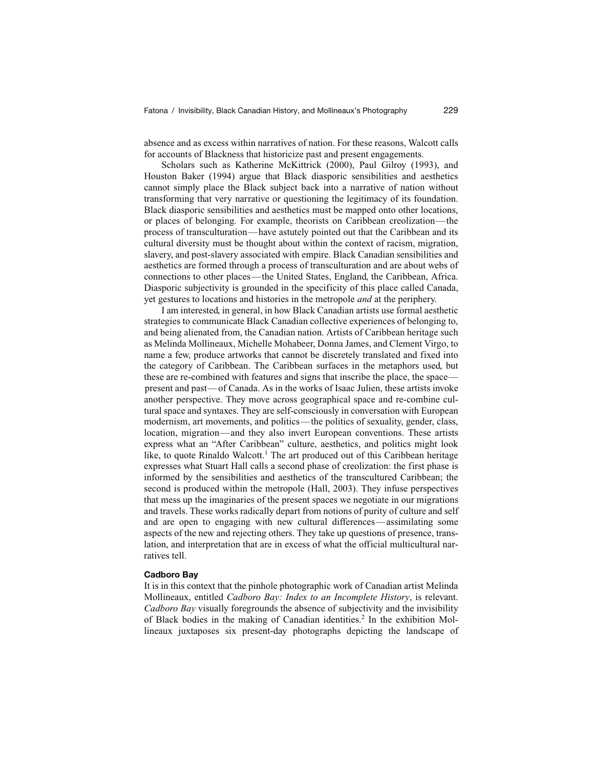absence and as excess within narratives of nation. For these reasons, Walcott calls for accounts of Blackness that historicize past and present engagements.

Scholars such as Katherine McKittrick (2000), Paul Gilroy (1993), and Houston Baker (1994) argue that Black diasporic sensibilities and aesthetics cannot simply place the Black subject back into a narrative of nation without transforming that very narrative or questioning the legitimacy of its foundation. Black diasporic sensibilities and aesthetics must be mapped onto other locations, or places of belonging. For example, theorists on Caribbean creolization—the process of transculturation—have astutely pointed out that the Caribbean and its cultural diversity must be thought about within the context of racism, migration, slavery, and post-slavery associated with empire. Black Canadian sensibilities and aesthetics are formed through a process of transculturation and are about webs of connections to other places—the United States, England, the Caribbean, Africa. Diasporic subjectivity is grounded in the specificity of this place called Canada, yet gestures to locations and histories in the metropole *and* at the periphery.

I am interested, in general, in how Black Canadian artists use formal aesthetic strategies to communicate Black Canadian collective experiences of belonging to, and being alienated from, the Canadian nation. Artists of Caribbean heritage such as Melinda Mollineaux, Michelle Mohabeer, Donna James, and Clement Virgo, to name a few, produce artworks that cannot be discretely translated and fixed into the category of Caribbean. The Caribbean surfaces in the metaphors used, but these are re-combined with features and signs that inscribe the place, the space—present and past—of Canada. As in the works of Isaac Julien, these artists invoke another perspective. They move across geographical space and re-combine cultural space and syntaxes. They are self-consciously in conversation with European modernism, art movements, and politics—the politics of sexuality, gender, class, location, migration—and they also invert European conventions. These artists express what an "After Caribbean" culture, aesthetics, and politics might look like, to quote Rinaldo Walcott.[1] The art produced out of this Caribbean heritage expresses what Stuart Hall calls a second phase of creolization: the first phase is informed by the sensibilities and aesthetics of the transcultured Caribbean; the second is produced within the metropole (Hall, 2003). They infuse perspectives that mess up the imaginaries of the present spaces we negotiate in our migrations and travels. These works radically depart from notions of purity of culture and self and are open to engaging with new cultural differences—assimilating some aspects of the new and rejecting others. They take up questions of presence, translation, and interpretation that are in excess of what the official multicultural narratives tell.

### Cadboro Bay

It is in this context that the pinhole photographic work of Canadian artist Melinda Mollineaux, entitled *Cadboro Bay: Index to an Incomplete History*, is relevant. *Cadboro Bay* visually foregrounds the absence of subjectivity and the invisibility of Black bodies in the making of Canadian identities.[2] In the exhibition Mollineaux juxtaposes six present-day photographs depicting the landscape of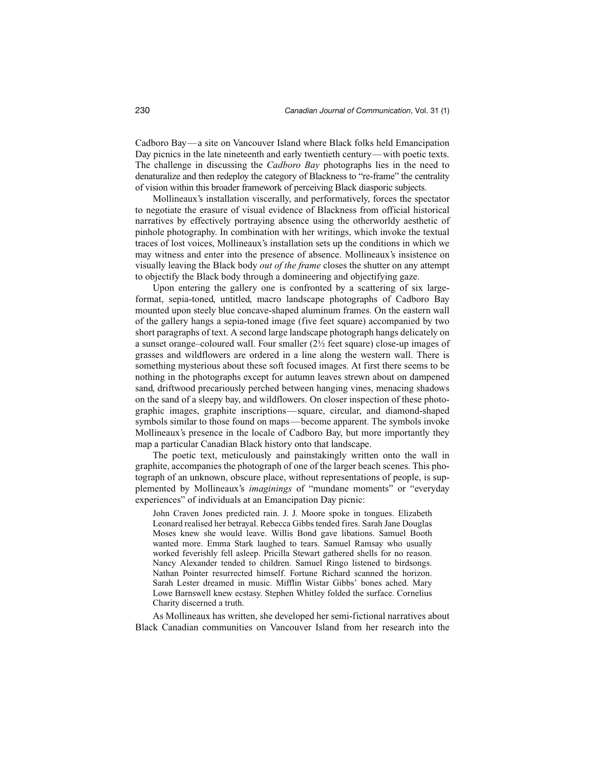Cadboro Bay—a site on Vancouver Island where Black folks held Emancipation Day picnics in the late nineteenth and early twentieth century—with poetic texts. The challenge in discussing the *Cadboro Bay* photographs lies in the need to denaturalize and then redeploy the category of Blackness to "re-frame" the centrality of vision within this broader framework of perceiving Black diasporic subjects.

Mollineaux's installation viscerally, and performatively, forces the spectator to negotiate the erasure of visual evidence of Blackness from official historical narratives by effectively portraying absence using the otherworldy aesthetic of pinhole photography. In combination with her writings, which invoke the textual traces of lost voices, Mollineaux's installation sets up the conditions in which we may witness and enter into the presence of absence. Mollineaux's insistence on visually leaving the Black body *out of the frame* closes the shutter on any attempt to objectify the Black body through a domineering and objectifying gaze.

Upon entering the gallery one is confronted by a scattering of six large-format, sepia-toned, untitled, macro landscape photographs of Cadboro Bay mounted upon steely blue concave-shaped aluminum frames. On the eastern wall of the gallery hangs a sepia-toned image (five feet square) accompanied by two short paragraphs of text. A second large landscape photograph hangs delicately on a sunset orange–coloured wall. Four smaller (2½ feet square) close-up images of grasses and wildflowers are ordered in a line along the western wall. There is something mysterious about these soft focused images. At first there seems to be nothing in the photographs except for autumn leaves strewn about on dampened sand, driftwood precariously perched between hanging vines, menacing shadows on the sand of a sleepy bay, and wildflowers. On closer inspection of these photographic images, graphite inscriptions—square, circular, and diamond-shaped symbols similar to those found on maps—become apparent. The symbols invoke Mollineaux's presence in the locale of Cadboro Bay, but more importantly they map a particular Canadian Black history onto that landscape.

The poetic text, meticulously and painstakingly written onto the wall in graphite, accompanies the photograph of one of the larger beach scenes. This photograph of an unknown, obscure place, without representations of people, is supplemented by Mollineaux's *imaginings* of "mundane moments" or "everyday experiences" of individuals at an Emancipation Day picnic:

> John Craven Jones predicted rain. J. J. Moore spoke in tongues. Elizabeth Leonard realised her betrayal. Rebecca Gibbs tended fires. Sarah Jane Douglas Moses knew she would leave. Willis Bond gave libations. Samuel Booth wanted more. Emma Stark laughed to tears. Samuel Ramsay who usually worked feverishly fell asleep. Pricilla Stewart gathered shells for no reason. Nancy Alexander tended to children. Samuel Ringo listened to birdsongs. Nathan Pointer resurrected himself. Fortune Richard scanned the horizon. Sarah Lester dreamed in music. Mifflin Wistar Gibbs' bones ached. Mary Lowe Barnswell knew ecstasy. Stephen Whitley folded the surface. Cornelius Charity discerned a truth.

As Mollineaux has written, she developed her semi-fictional narratives about Black Canadian communities on Vancouver Island from her research into the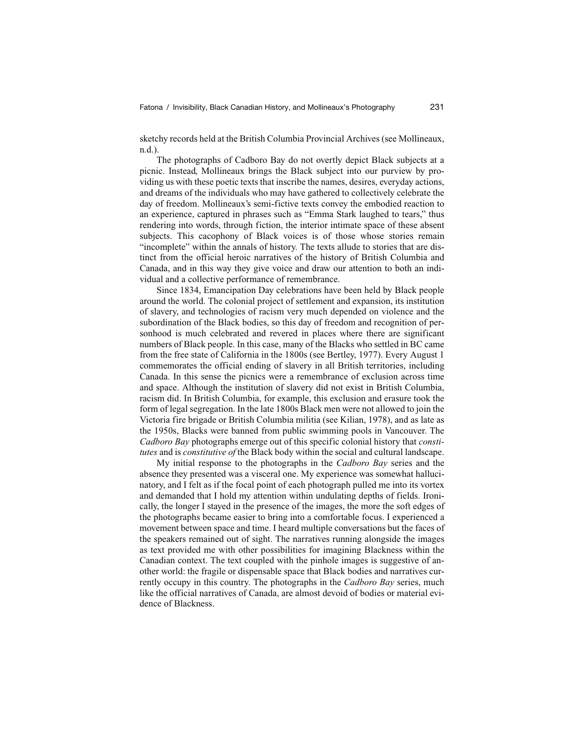sketchy records held at the British Columbia Provincial Archives (see Mollineaux, n.d.).

The photographs of Cadboro Bay do not overtly depict Black subjects at a picnic. Instead, Mollineaux brings the Black subject into our purview by providing us with these poetic texts that inscribe the names, desires, everyday actions, and dreams of the individuals who may have gathered to collectively celebrate the day of freedom. Mollineaux's semi-fictive texts convey the embodied reaction to an experience, captured in phrases such as "Emma Stark laughed to tears," thus rendering into words, through fiction, the interior intimate space of these absent subjects. This cacophony of Black voices is of those whose stories remain "incomplete" within the annals of history. The texts allude to stories that are distinct from the official heroic narratives of the history of British Columbia and Canada, and in this way they give voice and draw our attention to both an individual and a collective performance of remembrance.

Since 1834, Emancipation Day celebrations have been held by Black people around the world. The colonial project of settlement and expansion, its institution of slavery, and technologies of racism very much depended on violence and the subordination of the Black bodies, so this day of freedom and recognition of personhood is much celebrated and revered in places where there are significant numbers of Black people. In this case, many of the Blacks who settled in BC came from the free state of California in the 1800s (see Bertley, 1977). Every August 1 commemorates the official ending of slavery in all British territories, including Canada. In this sense the picnics were a remembrance of exclusion across time and space. Although the institution of slavery did not exist in British Columbia, racism did. In British Columbia, for example, this exclusion and erasure took the form of legal segregation. In the late 1800s Black men were not allowed to join the Victoria fire brigade or British Columbia militia (see Kilian, 1978), and as late as the 1950s, Blacks were banned from public swimming pools in Vancouver. The *Cadboro Bay* photographs emerge out of this specific colonial history that *constitutes* and is *constitutive of* the Black body within the social and cultural landscape.

My initial response to the photographs in the *Cadboro Bay* series and the absence they presented was a visceral one. My experience was somewhat hallucinatory, and I felt as if the focal point of each photograph pulled me into its vortex and demanded that I hold my attention within undulating depths of fields. Ironically, the longer I stayed in the presence of the images, the more the soft edges of the photographs became easier to bring into a comfortable focus. I experienced a movement between space and time. I heard multiple conversations but the faces of the speakers remained out of sight. The narratives running alongside the images as text provided me with other possibilities for imagining Blackness within the Canadian context. The text coupled with the pinhole images is suggestive of another world: the fragile or dispensable space that Black bodies and narratives currently occupy in this country. The photographs in the *Cadboro Bay* series, much like the official narratives of Canada, are almost devoid of bodies or material evidence of Blackness.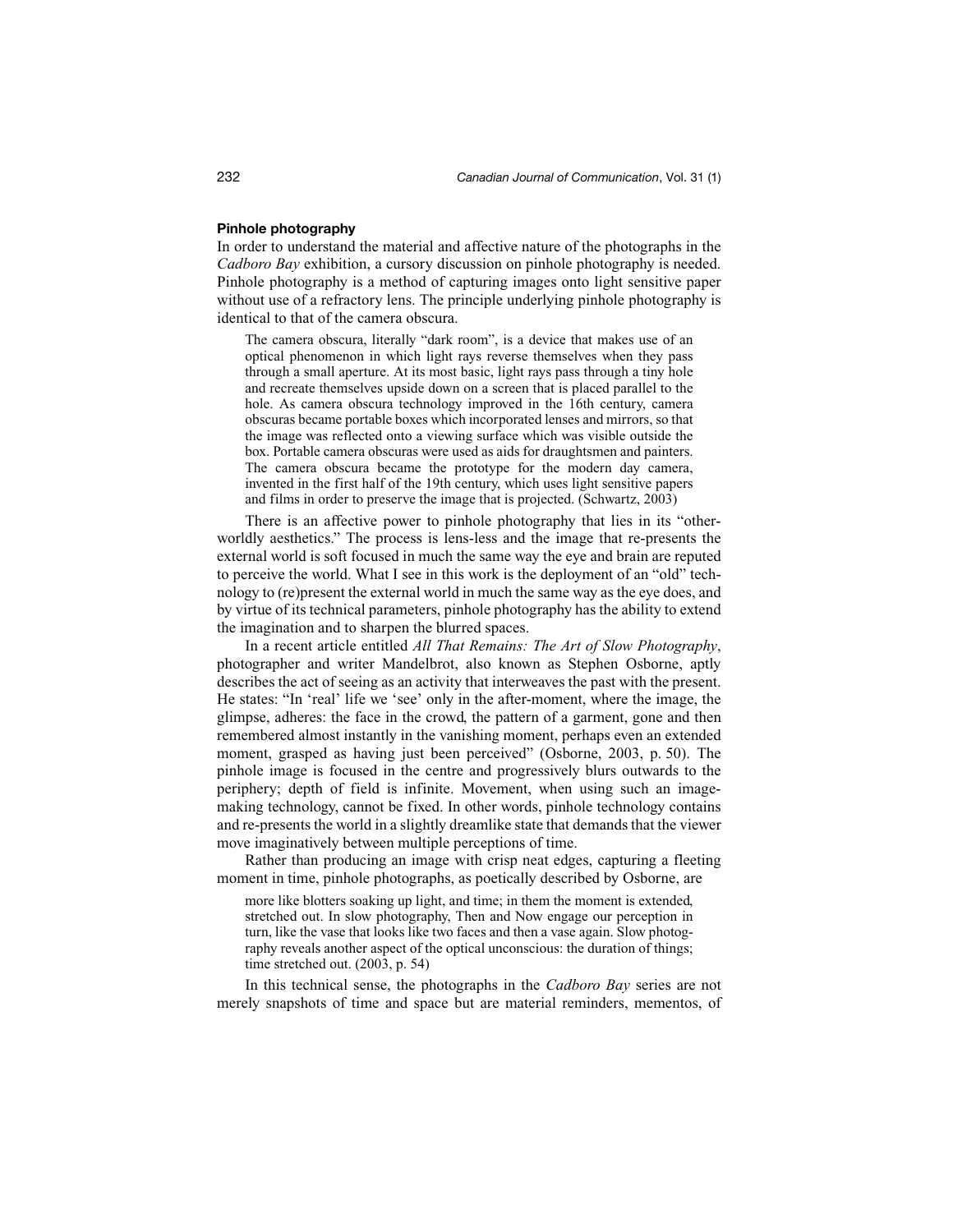**Pinhole photography**

In order to understand the material and affective nature of the photographs in the *Cadboro Bay* exhibition, a cursory discussion on pinhole photography is needed. Pinhole photography is a method of capturing images onto light sensitive paper without use of a refractory lens. The principle underlying pinhole photography is identical to that of the camera obscura.

> The camera obscura, literally "dark room", is a device that makes use of an optical phenomenon in which light rays reverse themselves when they pass through a small aperture. At its most basic, light rays pass through a tiny hole and recreate themselves upside down on a screen that is placed parallel to the hole. As camera obscura technology improved in the 16th century, camera obscuras became portable boxes which incorporated lenses and mirrors, so that the image was reflected onto a viewing surface which was visible outside the box. Portable camera obscuras were used as aids for draughtsmen and painters. The camera obscura became the prototype for the modern day camera, invented in the first half of the 19th century, which uses light sensitive papers and films in order to preserve the image that is projected. (Schwartz, 2003)

There is an affective power to pinhole photography that lies in its "otherworldly aesthetics." The process is lens-less and the image that re-presents the external world is soft focused in much the same way the eye and brain are reputed to perceive the world. What I see in this work is the deployment of an "old" technology to (re)present the external world in much the same way as the eye does, and by virtue of its technical parameters, pinhole photography has the ability to extend the imagination and to sharpen the blurred spaces.

In a recent article entitled *All That Remains: The Art of Slow Photography*, photographer and writer Mandelbrot, also known as Stephen Osborne, aptly describes the act of seeing as an activity that interweaves the past with the present. He states: "In 'real' life we 'see' only in the after-moment, where the image, the glimpse, adheres: the face in the crowd, the pattern of a garment, gone and then remembered almost instantly in the vanishing moment, perhaps even an extended moment, grasped as having just been perceived" (Osborne, 2003, p. 50). The pinhole image is focused in the centre and progressively blurs outwards to the periphery; depth of field is infinite. Movement, when using such an image-making technology, cannot be fixed. In other words, pinhole technology contains and re-presents the world in a slightly dreamlike state that demands that the viewer move imaginatively between multiple perceptions of time.

Rather than producing an image with crisp neat edges, capturing a fleeting moment in time, pinhole photographs, as poetically described by Osborne, are

> more like blotters soaking up light, and time; in them the moment is extended, stretched out. In slow photography, Then and Now engage our perception in turn, like the vase that looks like two faces and then a vase again. Slow photography reveals another aspect of the optical unconscious: the duration of things; time stretched out. (2003, p. 54)

In this technical sense, the photographs in the *Cadboro Bay* series are not merely snapshots of time and space but are material reminders, mementos, of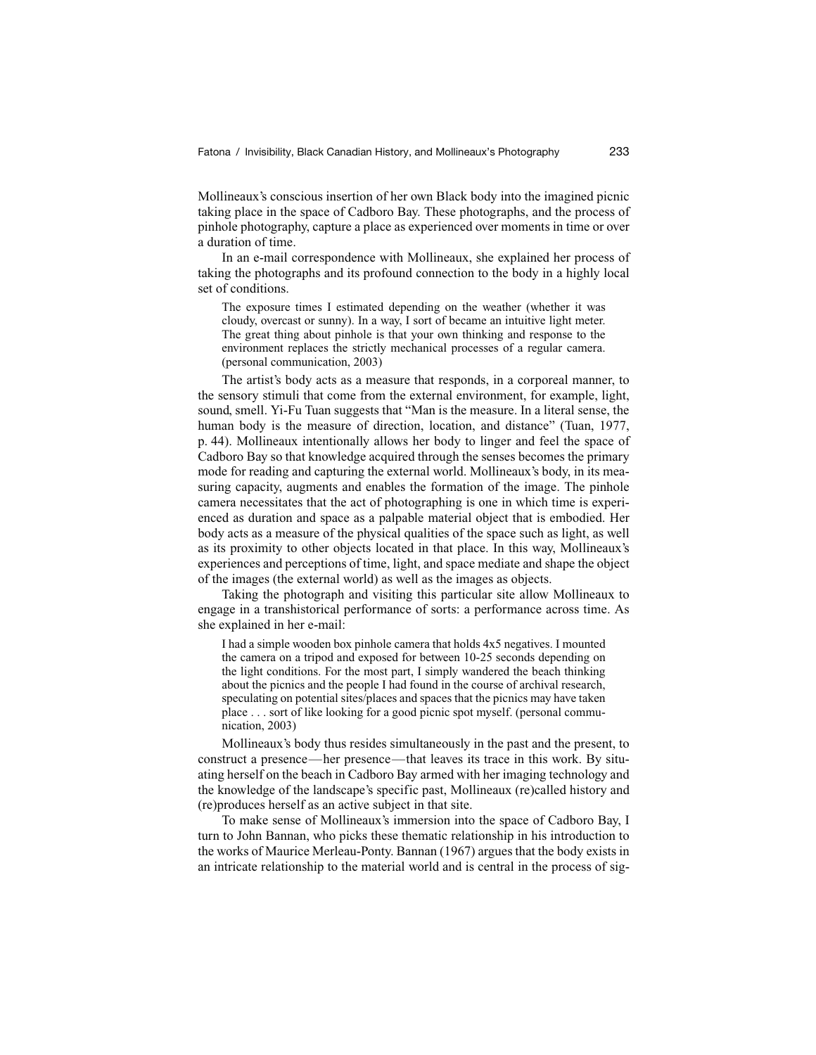Mollineaux's conscious insertion of her own Black body into the imagined picnic taking place in the space of Cadboro Bay. These photographs, and the process of pinhole photography, capture a place as experienced over moments in time or over a duration of time.

In an e-mail correspondence with Mollineaux, she explained her process of taking the photographs and its profound connection to the body in a highly local set of conditions.

> The exposure times I estimated depending on the weather (whether it was cloudy, overcast or sunny). In a way, I sort of became an intuitive light meter. The great thing about pinhole is that your own thinking and response to the environment replaces the strictly mechanical processes of a regular camera. (personal communication, 2003)

The artist's body acts as a measure that responds, in a corporeal manner, to the sensory stimuli that come from the external environment, for example, light, sound, smell. Yi-Fu Tuan suggests that "Man is the measure. In a literal sense, the human body is the measure of direction, location, and distance" (Tuan, 1977, p. 44). Mollineaux intentionally allows her body to linger and feel the space of Cadboro Bay so that knowledge acquired through the senses becomes the primary mode for reading and capturing the external world. Mollineaux's body, in its measuring capacity, augments and enables the formation of the image. The pinhole camera necessitates that the act of photographing is one in which time is experienced as duration and space as a palpable material object that is embodied. Her body acts as a measure of the physical qualities of the space such as light, as well as its proximity to other objects located in that place. In this way, Mollineaux's experiences and perceptions of time, light, and space mediate and shape the object of the images (the external world) as well as the images as objects.

Taking the photograph and visiting this particular site allow Mollineaux to engage in a transhistorical performance of sorts: a performance across time. As she explained in her e-mail:

> I had a simple wooden box pinhole camera that holds 4x5 negatives. I mounted the camera on a tripod and exposed for between 10-25 seconds depending on the light conditions. For the most part, I simply wandered the beach thinking about the picnics and the people I had found in the course of archival research, speculating on potential sites/places and spaces that the picnics may have taken place . . . sort of like looking for a good picnic spot myself. (personal communication, 2003)

Mollineaux's body thus resides simultaneously in the past and the present, to construct a presence—her presence—that leaves its trace in this work. By situating herself on the beach in Cadboro Bay armed with her imaging technology and the knowledge of the landscape's specific past, Mollineaux (re)called history and (re)produces herself as an active subject in that site.

To make sense of Mollineaux's immersion into the space of Cadboro Bay, I turn to John Bannan, who picks these thematic relationship in his introduction to the works of Maurice Merleau-Ponty. Bannan (1967) argues that the body exists in an intricate relationship to the material world and is central in the process of sig-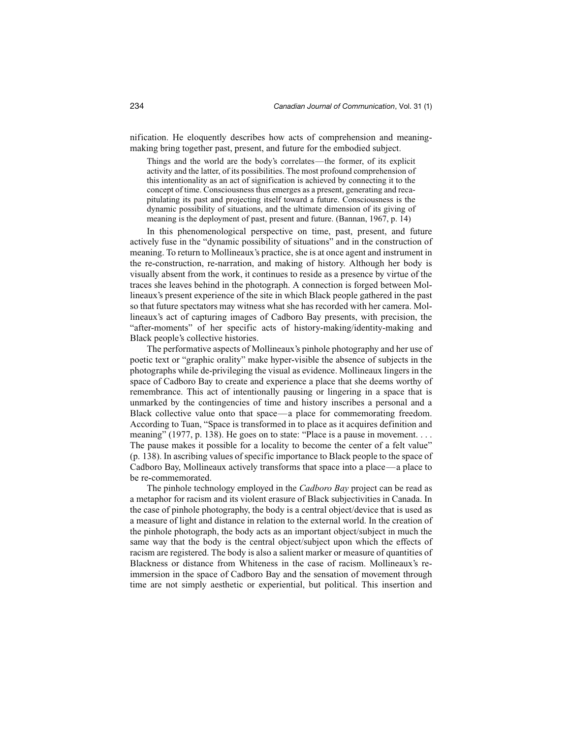nification. He eloquently describes how acts of comprehension and meaning-making bring together past, present, and future for the embodied subject.

> Things and the world are the body's correlates—the former, of its explicit activity and the latter, of its possibilities. The most profound comprehension of this intentionality as an act of signification is achieved by connecting it to the concept of time. Consciousness thus emerges as a present, generating and recapitulating its past and projecting itself toward a future. Consciousness is the dynamic possibility of situations, and the ultimate dimension of its giving of meaning is the deployment of past, present and future. (Bannan, 1967, p. 14)

In this phenomenological perspective on time, past, present, and future actively fuse in the "dynamic possibility of situations" and in the construction of meaning. To return to Mollineaux's practice, she is at once agent and instrument in the re-construction, re-narration, and making of history. Although her body is visually absent from the work, it continues to reside as a presence by virtue of the traces she leaves behind in the photograph. A connection is forged between Mollineaux's present experience of the site in which Black people gathered in the past so that future spectators may witness what she has recorded with her camera. Mollineaux's act of capturing images of Cadboro Bay presents, with precision, the "after-moments" of her specific acts of history-making/identity-making and Black people's collective histories.

The performative aspects of Mollineaux's pinhole photography and her use of poetic text or "graphic orality" make hyper-visible the absence of subjects in the photographs while de-privileging the visual as evidence. Mollineaux lingers in the space of Cadboro Bay to create and experience a place that she deems worthy of remembrance. This act of intentionally pausing or lingering in a space that is unmarked by the contingencies of time and history inscribes a personal and a Black collective value onto that space—a place for commemorating freedom. According to Tuan, "Space is transformed in to place as it acquires definition and meaning" (1977, p. 138). He goes on to state: "Place is a pause in movement. . . . The pause makes it possible for a locality to become the center of a felt value" (p. 138). In ascribing values of specific importance to Black people to the space of Cadboro Bay, Mollineaux actively transforms that space into a place—a place to be re-commemorated.

The pinhole technology employed in the *Cadboro Bay* project can be read as a metaphor for racism and its violent erasure of Black subjectivities in Canada. In the case of pinhole photography, the body is a central object/device that is used as a measure of light and distance in relation to the external world. In the creation of the pinhole photograph, the body acts as an important object/subject in much the same way that the body is the central object/subject upon which the effects of racism are registered. The body is also a salient marker or measure of quantities of Blackness or distance from Whiteness in the case of racism. Mollineaux's re-immersion in the space of Cadboro Bay and the sensation of movement through time are not simply aesthetic or experiential, but political. This insertion and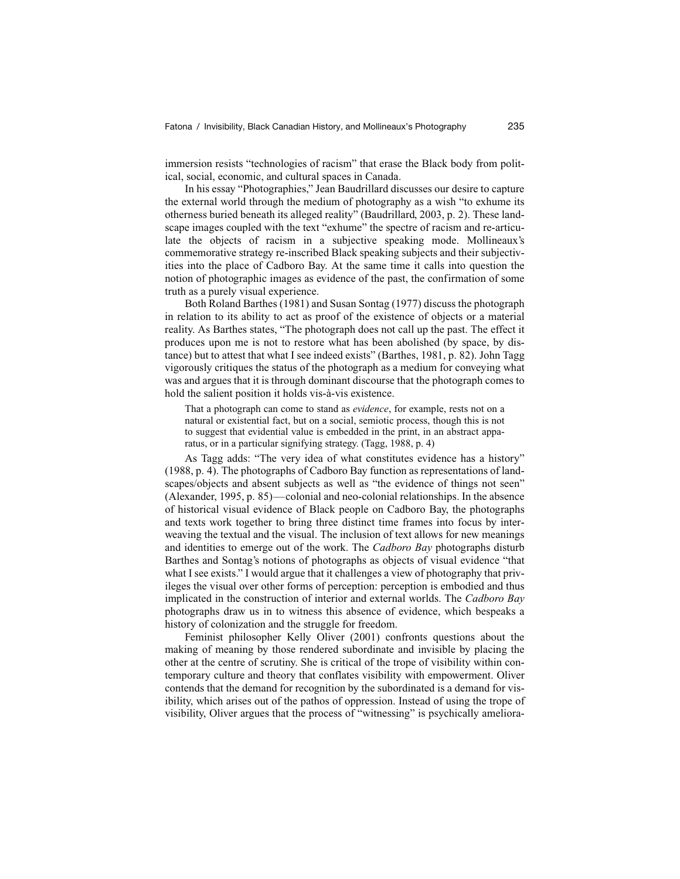immersion resists "technologies of racism" that erase the Black body from political, social, economic, and cultural spaces in Canada.

In his essay "Photographies," Jean Baudrillard discusses our desire to capture the external world through the medium of photography as a wish "to exhume its otherness buried beneath its alleged reality" (Baudrillard, 2003, p. 2). These landscape images coupled with the text "exhume" the spectre of racism and re-articulate the objects of racism in a subjective speaking mode. Mollineaux's commemorative strategy re-inscribed Black speaking subjects and their subjectivities into the place of Cadboro Bay. At the same time it calls into question the notion of photographic images as evidence of the past, the confirmation of some truth as a purely visual experience.

Both Roland Barthes (1981) and Susan Sontag (1977) discuss the photograph in relation to its ability to act as proof of the existence of objects or a material reality. As Barthes states, "The photograph does not call up the past. The effect it produces upon me is not to restore what has been abolished (by space, by distance) but to attest that what I see indeed exists" (Barthes, 1981, p. 82). John Tagg vigorously critiques the status of the photograph as a medium for conveying what was and argues that it is through dominant discourse that the photograph comes to hold the salient position it holds vis-à-vis existence.

> That a photograph can come to stand as *evidence*, for example, rests not on a natural or existential fact, but on a social, semiotic process, though this is not to suggest that evidential value is embedded in the print, in an abstract apparatus, or in a particular signifying strategy. (Tagg, 1988, p. 4)

As Tagg adds: "The very idea of what constitutes evidence has a history" (1988, p. 4). The photographs of Cadboro Bay function as representations of landscapes/objects and absent subjects as well as "the evidence of things not seen" (Alexander, 1995, p. 85)—colonial and neo-colonial relationships. In the absence of historical visual evidence of Black people on Cadboro Bay, the photographs and texts work together to bring three distinct time frames into focus by interweaving the textual and the visual. The inclusion of text allows for new meanings and identities to emerge out of the work. The *Cadboro Bay* photographs disturb Barthes and Sontag's notions of photographs as objects of visual evidence "that what I see exists." I would argue that it challenges a view of photography that privileges the visual over other forms of perception: perception is embodied and thus implicated in the construction of interior and external worlds. The *Cadboro Bay* photographs draw us in to witness this absence of evidence, which bespeaks a history of colonization and the struggle for freedom.

Feminist philosopher Kelly Oliver (2001) confronts questions about the making of meaning by those rendered subordinate and invisible by placing the other at the centre of scrutiny. She is critical of the trope of visibility within contemporary culture and theory that conflates visibility with empowerment. Oliver contends that the demand for recognition by the subordinated is a demand for visibility, which arises out of the pathos of oppression. Instead of using the trope of visibility, Oliver argues that the process of "witnessing" is psychically ameliora-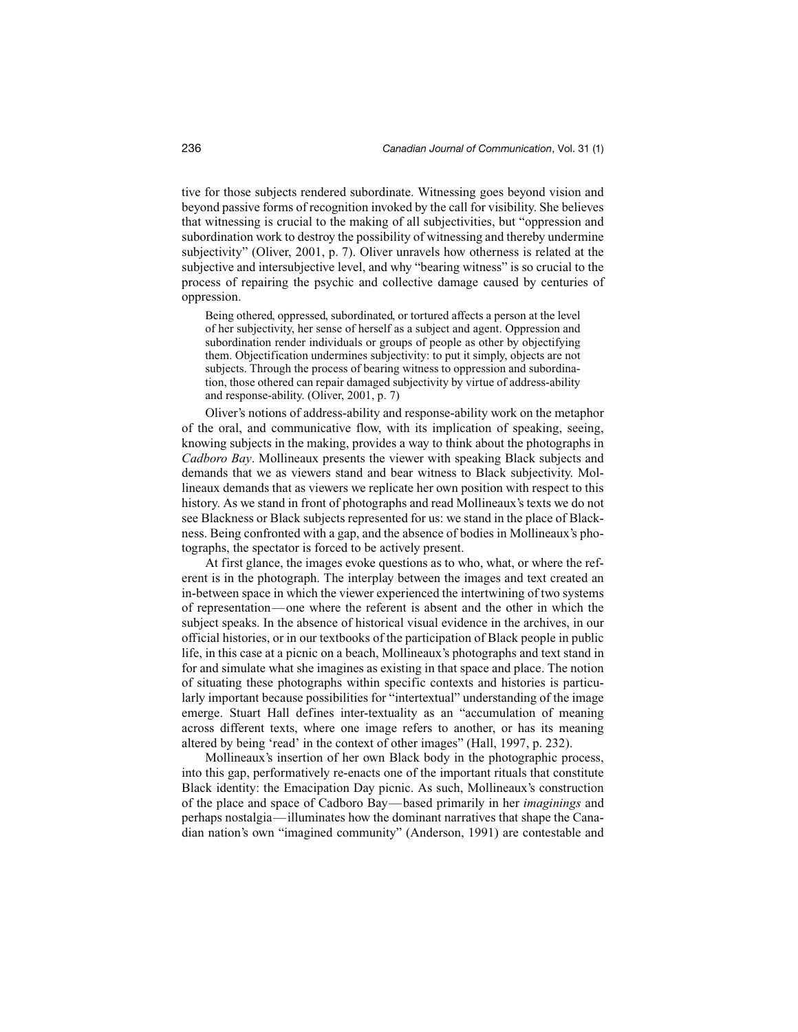tive for those subjects rendered subordinate. Witnessing goes beyond vision and beyond passive forms of recognition invoked by the call for visibility. She believes that witnessing is crucial to the making of all subjectivities, but "oppression and subordination work to destroy the possibility of witnessing and thereby undermine subjectivity" (Oliver, 2001, p. 7). Oliver unravels how otherness is related at the subjective and intersubjective level, and why "bearing witness" is so crucial to the process of repairing the psychic and collective damage caused by centuries of oppression.

> Being othered, oppressed, subordinated, or tortured affects a person at the level of her subjectivity, her sense of herself as a subject and agent. Oppression and subordination render individuals or groups of people as other by objectifying them. Objectification undermines subjectivity: to put it simply, objects are not subjects. Through the process of bearing witness to oppression and subordination, those othered can repair damaged subjectivity by virtue of address-ability and response-ability. (Oliver, 2001, p. 7)

Oliver's notions of address-ability and response-ability work on the metaphor of the oral, and communicative flow, with its implication of speaking, seeing, knowing subjects in the making, provides a way to think about the photographs in *Cadboro Bay*. Mollineaux presents the viewer with speaking Black subjects and demands that we as viewers stand and bear witness to Black subjectivity. Mollineaux demands that as viewers we replicate her own position with respect to this history. As we stand in front of photographs and read Mollineaux's texts we do not see Blackness or Black subjects represented for us: we stand in the place of Blackness. Being confronted with a gap, and the absence of bodies in Mollineaux's photographs, the spectator is forced to be actively present.

At first glance, the images evoke questions as to who, what, or where the referent is in the photograph. The interplay between the images and text created an in-between space in which the viewer experienced the intertwining of two systems of representation—one where the referent is absent and the other in which the subject speaks. In the absence of historical visual evidence in the archives, in our official histories, or in our textbooks of the participation of Black people in public life, in this case at a picnic on a beach, Mollineaux's photographs and text stand in for and simulate what she imagines as existing in that space and place. The notion of situating these photographs within specific contexts and histories is particularly important because possibilities for "intertextual" understanding of the image emerge. Stuart Hall defines inter-textuality as an "accumulation of meaning across different texts, where one image refers to another, or has its meaning altered by being 'read' in the context of other images" (Hall, 1997, p. 232).

Mollineaux's insertion of her own Black body in the photographic process, into this gap, performatively re-enacts one of the important rituals that constitute Black identity: the Emacipation Day picnic. As such, Mollineaux's construction of the place and space of Cadboro Bay—based primarily in her *imaginings* and perhaps nostalgia—illuminates how the dominant narratives that shape the Canadian nation's own "imagined community" (Anderson, 1991) are contestable and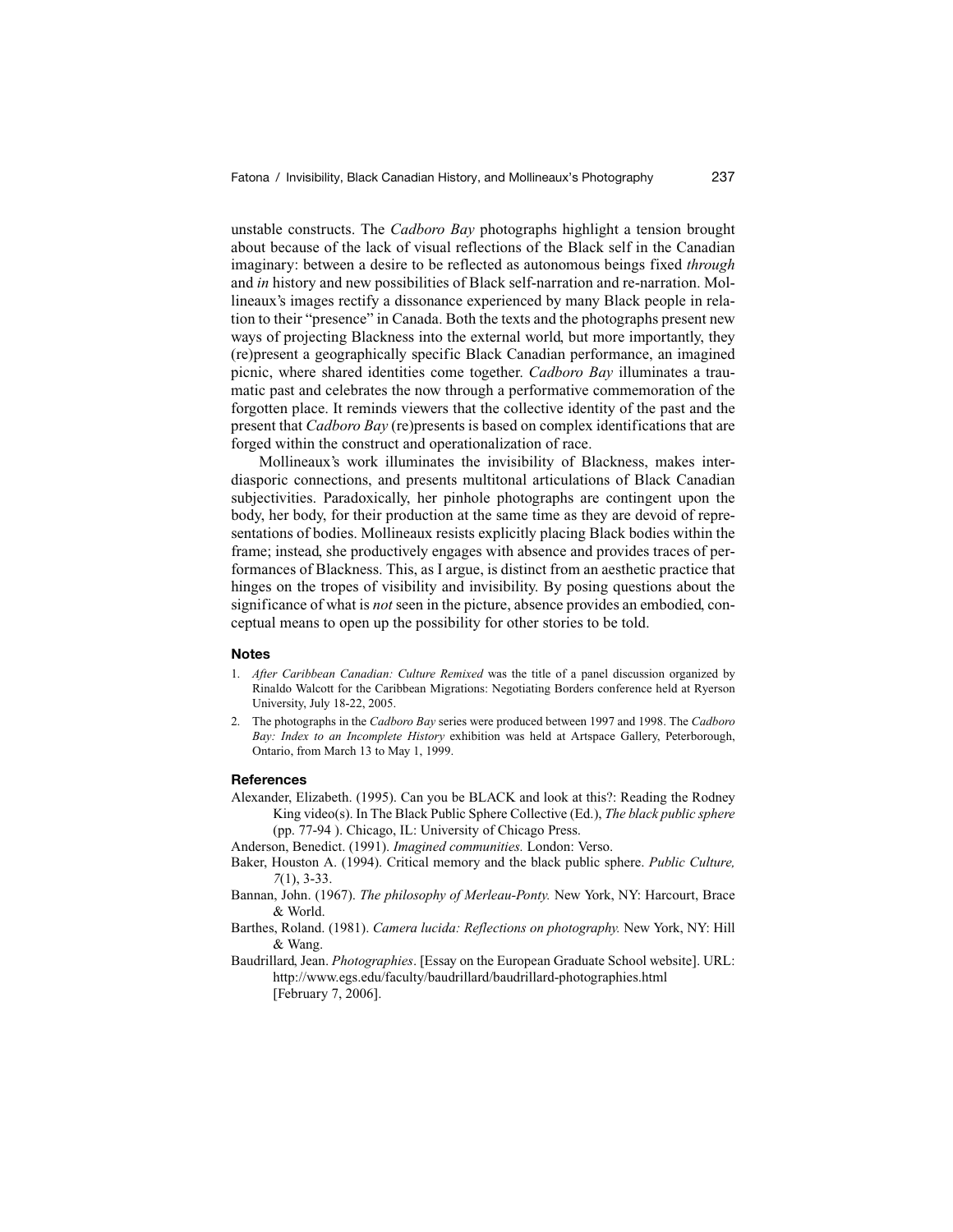unstable constructs. The *Cadboro Bay* photographs highlight a tension brought about because of the lack of visual reflections of the Black self in the Canadian imaginary: between a desire to be reflected as autonomous beings fixed *through* and *in* history and new possibilities of Black self-narration and re-narration. Mollineaux's images rectify a dissonance experienced by many Black people in relation to their "presence" in Canada. Both the texts and the photographs present new ways of projecting Blackness into the external world, but more importantly, they (re)present a geographically specific Black Canadian performance, an imagined picnic, where shared identities come together. *Cadboro Bay* illuminates a traumatic past and celebrates the now through a performative commemoration of the forgotten place. It reminds viewers that the collective identity of the past and the present that *Cadboro Bay* (re)presents is based on complex identifications that are forged within the construct and operationalization of race.

Mollineaux's work illuminates the invisibility of Blackness, makes interdiasporic connections, and presents multitonal articulations of Black Canadian subjectivities. Paradoxically, her pinhole photographs are contingent upon the body, her body, for their production at the same time as they are devoid of representations of bodies. Mollineaux resists explicitly placing Black bodies within the frame; instead, she productively engages with absence and provides traces of performances of Blackness. This, as I argue, is distinct from an aesthetic practice that hinges on the tropes of visibility and invisibility. By posing questions about the significance of what is *not* seen in the picture, absence provides an embodied, conceptual means to open up the possibility for other stories to be told.

### Notes

1. *After Caribbean Canadian: Culture Remixed* was the title of a panel discussion organized by Rinaldo Walcott for the Caribbean Migrations: Negotiating Borders conference held at Ryerson University, July 18-22, 2005.
2. The photographs in the *Cadboro Bay* series were produced between 1997 and 1998. The *Cadboro Bay: Index to an Incomplete History* exhibition was held at Artspace Gallery, Peterborough, Ontario, from March 13 to May 1, 1999.

### References

Alexander, Elizabeth. (1995). Can you be BLACK and look at this?: Reading the Rodney King video(s). In The Black Public Sphere Collective (Ed.), *The black public sphere* (pp. 77-94 ). Chicago, IL: University of Chicago Press.

Anderson, Benedict. (1991). *Imagined communities.* London: Verso.

Baker, Houston A. (1994). Critical memory and the black public sphere. *Public Culture, 7*(1), 3-33.

Bannan, John. (1967). *The philosophy of Merleau-Ponty.* New York, NY: Harcourt, Brace & World.

Barthes, Roland. (1981). *Camera lucida: Reflections on photography.* New York, NY: Hill & Wang.

Baudrillard, Jean. *Photographies*. [Essay on the European Graduate School website]. URL: http://www.egs.edu/faculty/baudrillard/baudrillard-photographies.html [February 7, 2006].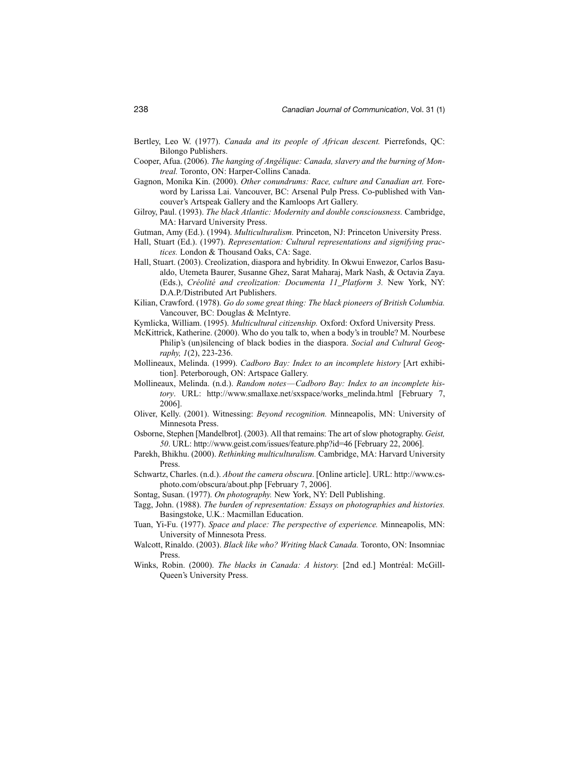Bertley, Leo W. (1977). *Canada and its people of African descent.* Pierrefonds, QC: Bilongo Publishers.

Cooper, Afua. (2006). *The hanging of Angélique: Canada, slavery and the burning of Montreal.* Toronto, ON: Harper-Collins Canada.

Gagnon, Monika Kin. (2000). *Other conundrums: Race, culture and Canadian art.* Foreword by Larissa Lai. Vancouver, BC: Arsenal Pulp Press. Co-published with Vancouver's Artspeak Gallery and the Kamloops Art Gallery.

Gilroy, Paul. (1993). *The black Atlantic: Modernity and double consciousness.* Cambridge, MA: Harvard University Press.

Gutman, Amy (Ed.). (1994). *Multiculturalism.* Princeton, NJ: Princeton University Press.

Hall, Stuart (Ed.). (1997). *Representation: Cultural representations and signifying practices.* London & Thousand Oaks, CA: Sage.

Hall, Stuart. (2003). Creolization, diaspora and hybridity. In Okwui Enwezor, Carlos Basualdo, Utemeta Baurer, Susanne Ghez, Sarat Maharaj, Mark Nash, & Octavia Zaya. (Eds.), *Créolité and creolization: Documenta 11_Platform 3.* New York, NY: D.A.P./Distributed Art Publishers.

Kilian, Crawford. (1978). *Go do some great thing: The black pioneers of British Columbia.* Vancouver, BC: Douglas & McIntyre.

Kymlicka, William. (1995). *Multicultural citizenship.* Oxford: Oxford University Press.

McKittrick, Katherine. (2000). Who do you talk to, when a body's in trouble? M. Nourbese Philip's (un)silencing of black bodies in the diaspora. *Social and Cultural Geography, 1*(2), 223-236.

Mollineaux, Melinda. (1999). *Cadboro Bay: Index to an incomplete history* [Art exhibition]. Peterborough, ON: Artspace Gallery.

Mollineaux, Melinda. (n.d.). *Random notes—Cadboro Bay: Index to an incomplete history*. URL: http://www.smallaxe.net/sxspace/works_melinda.html [February 7, 2006].

Oliver, Kelly. (2001). Witnessing: *Beyond recognition.* Minneapolis, MN: University of Minnesota Press.

Osborne, Stephen [Mandelbrot]. (2003). All that remains: The art of slow photography. *Geist, 50*. URL: http://www.geist.com/issues/feature.php?id=46 [February 22, 2006].

Parekh, Bhikhu. (2000). *Rethinking multiculturalism.* Cambridge, MA: Harvard University Press.

Schwartz, Charles. (n.d.). *About the camera obscura*. [Online article]. URL: http://www.cs-photo.com/obscura/about.php [February 7, 2006].

Sontag, Susan. (1977). *On photography.* New York, NY: Dell Publishing.

Tagg, John. (1988). *The burden of representation: Essays on photographies and histories.* Basingstoke, U.K.: Macmillan Education.

Tuan, Yi-Fu. (1977). *Space and place: The perspective of experience.* Minneapolis, MN: University of Minnesota Press.

Walcott, Rinaldo. (2003). *Black like who? Writing black Canada.* Toronto, ON: Insomniac Press.

Winks, Robin. (2000). *The blacks in Canada: A history.* [2nd ed.] Montréal: McGill-Queen's University Press.